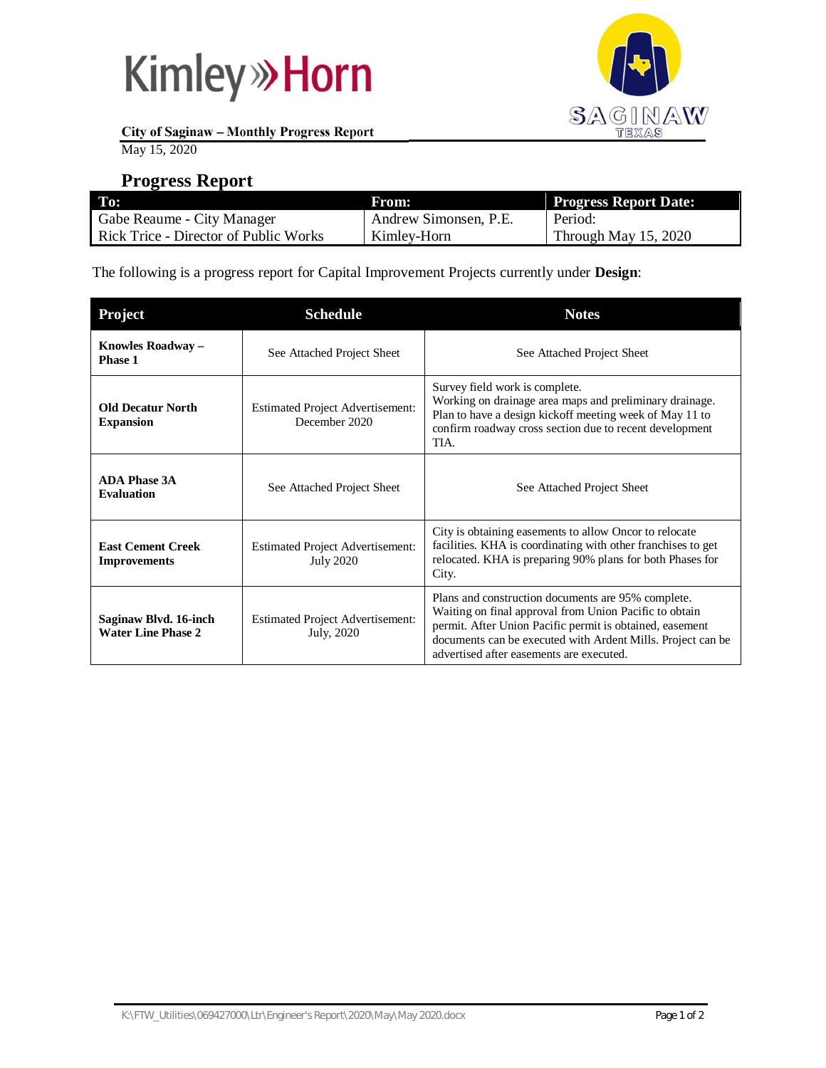**City of Saginaw – Monthly Progress Report**

May 15, 2020

## Progress Report

| To: | From: | Progress Report Date: |
|---|---|---|
| Gabe Reaume - City Manager<br>Rick Trice - Director of Public Works | Andrew Simonsen, P.E.<br>Kimley-Horn | Period:<br>Through May 15, 2020 |

The following is a progress report for Capital Improvement Projects currently under **Design**:

| Project | Schedule | Notes |
|---|---|---|
| **Knowles Roadway – Phase 1** | See Attached Project Sheet | See Attached Project Sheet |
| **Old Decatur North Expansion** | Estimated Project Advertisement: December 2020 | Survey field work is complete.<br>Working on drainage area maps and preliminary drainage.<br>Plan to have a design kickoff meeting week of May 11 to confirm roadway cross section due to recent development TIA. |
| **ADA Phase 3A Evaluation** | See Attached Project Sheet | See Attached Project Sheet |
| **East Cement Creek Improvements** | Estimated Project Advertisement: July 2020 | City is obtaining easements to allow Oncor to relocate facilities. KHA is coordinating with other franchises to get relocated. KHA is preparing 90% plans for both Phases for City. |
| **Saginaw Blvd. 16-inch Water Line Phase 2** | Estimated Project Advertisement: July, 2020 | Plans and construction documents are 95% complete. Waiting on final approval from Union Pacific to obtain permit. After Union Pacific permit is obtained, easement documents can be executed with Ardent Mills. Project can be advertised after easements are executed. |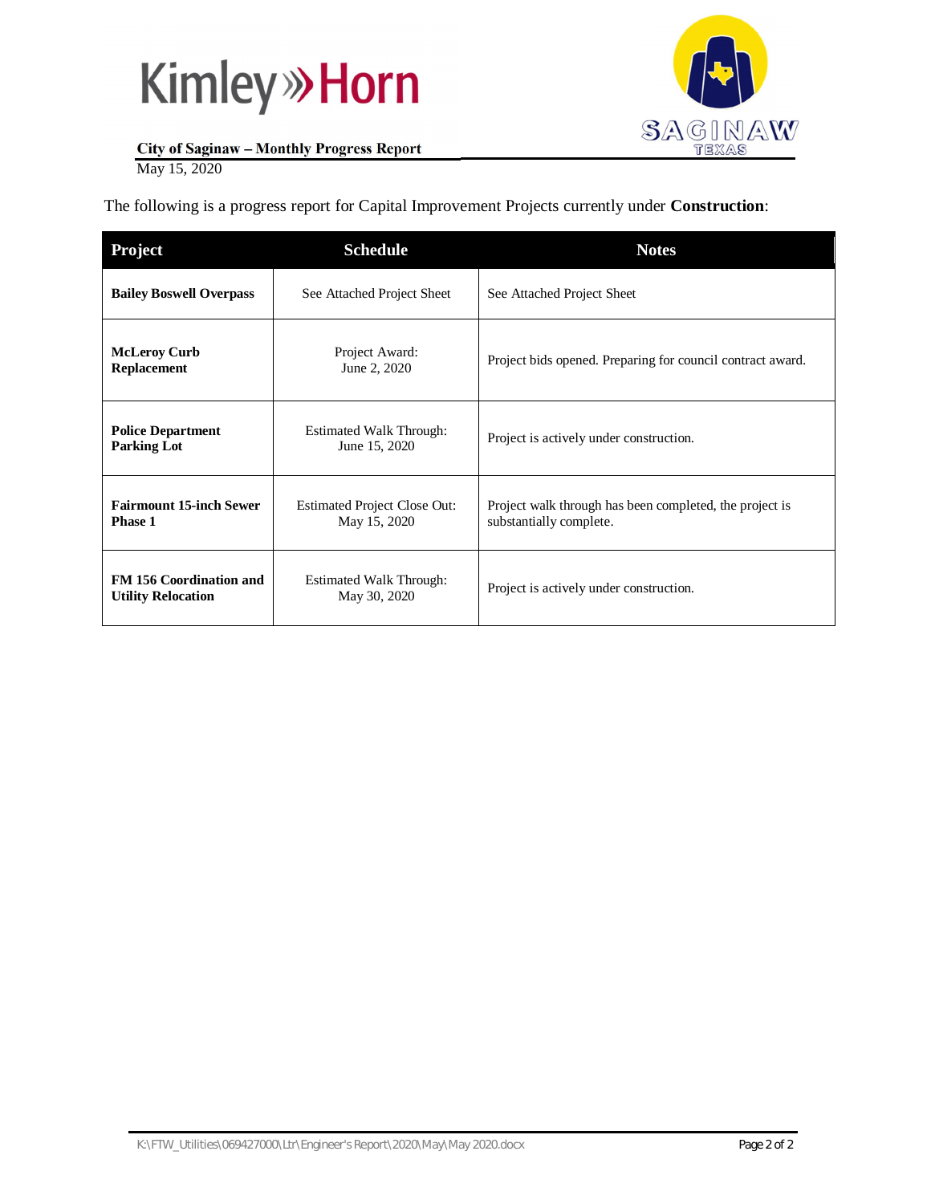City of Saginaw – Monthly Progress Report

May 15, 2020

The following is a progress report for Capital Improvement Projects currently under **Construction**:

| Project | Schedule | Notes |
|---|---|---|
| **Bailey Boswell Overpass** | See Attached Project Sheet | See Attached Project Sheet |
| **McLeroy Curb Replacement** | Project Award: June 2, 2020 | Project bids opened. Preparing for council contract award. |
| **Police Department Parking Lot** | Estimated Walk Through: June 15, 2020 | Project is actively under construction. |
| **Fairmount 15-inch Sewer Phase 1** | Estimated Project Close Out: May 15, 2020 | Project walk through has been completed, the project is substantially complete. |
| **FM 156 Coordination and Utility Relocation** | Estimated Walk Through: May 30, 2020 | Project is actively under construction. |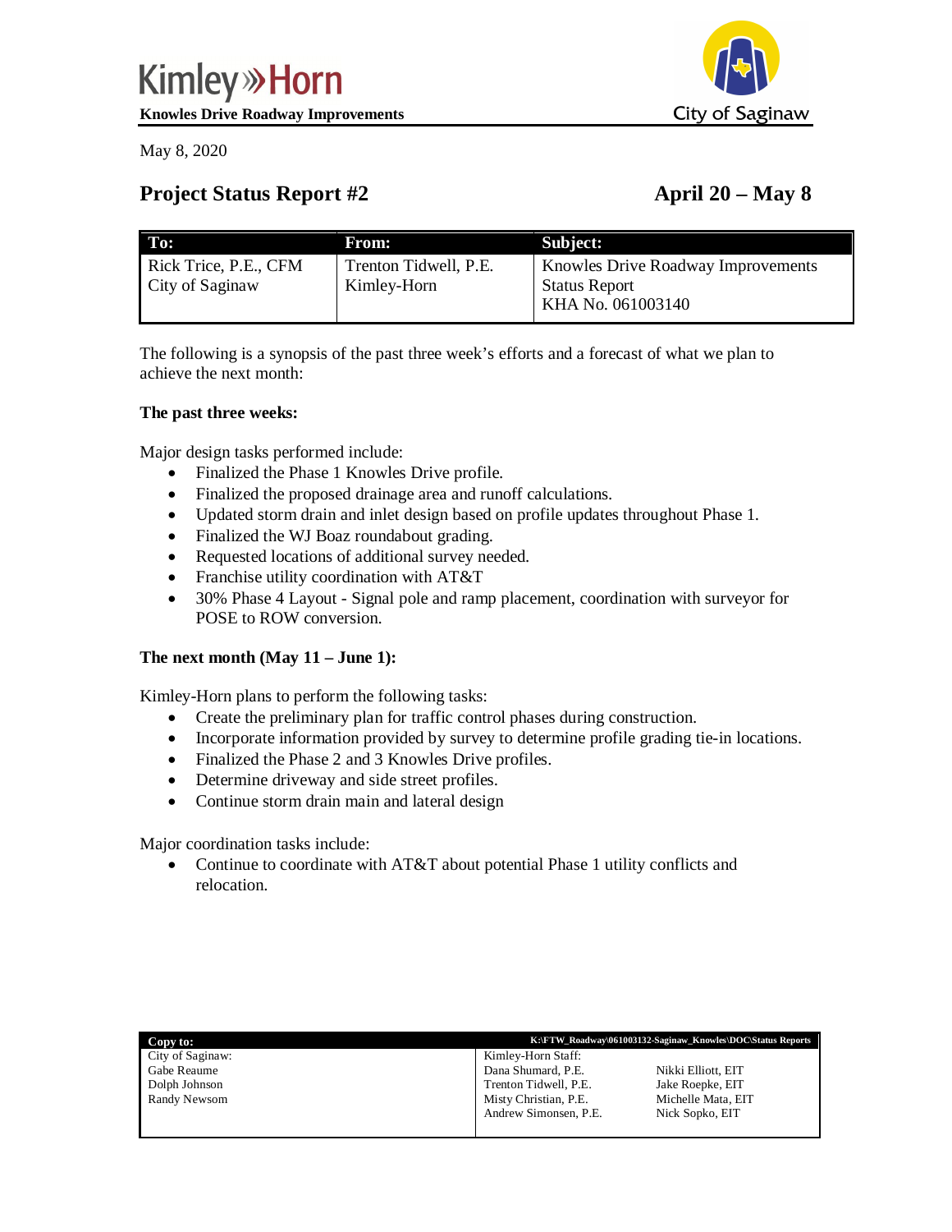Kimley»Horn

**Knowles Drive Roadway Improvements**

City of Saginaw

May 8, 2020

# Project Status Report #2 April 20 – May 8

| To: | From: | Subject: |
|---|---|---|
| Rick Trice, P.E., CFM<br>City of Saginaw | Trenton Tidwell, P.E.<br>Kimley-Horn | Knowles Drive Roadway Improvements<br>Status Report<br>KHA No. 061003140 |

The following is a synopsis of the past three week's efforts and a forecast of what we plan to achieve the next month:

**The past three weeks:**

Major design tasks performed include:

- Finalized the Phase 1 Knowles Drive profile.
- Finalized the proposed drainage area and runoff calculations.
- Updated storm drain and inlet design based on profile updates throughout Phase 1.
- Finalized the WJ Boaz roundabout grading.
- Requested locations of additional survey needed.
- Franchise utility coordination with AT&T
- 30% Phase 4 Layout - Signal pole and ramp placement, coordination with surveyor for POSE to ROW conversion.

**The next month (May 11 – June 1):**

Kimley-Horn plans to perform the following tasks:

- Create the preliminary plan for traffic control phases during construction.
- Incorporate information provided by survey to determine profile grading tie-in locations.
- Finalized the Phase 2 and 3 Knowles Drive profiles.
- Determine driveway and side street profiles.
- Continue storm drain main and lateral design

Major coordination tasks include:

- Continue to coordinate with AT&T about potential Phase 1 utility conflicts and relocation.

| Copy to: | K:\FTW_Roadway\061003132-Saginaw_Knowles\DOC\Status Reports | |
|---|---|---|
| City of Saginaw: | Kimley-Horn Staff: | |
| Gabe Reaume | Dana Shumard, P.E. | Nikki Elliott, EIT |
| Dolph Johnson | Trenton Tidwell, P.E. | Jake Roepke, EIT |
| Randy Newsom | Misty Christian, P.E. | Michelle Mata, EIT |
| | Andrew Simonsen, P.E. | Nick Sopko, EIT |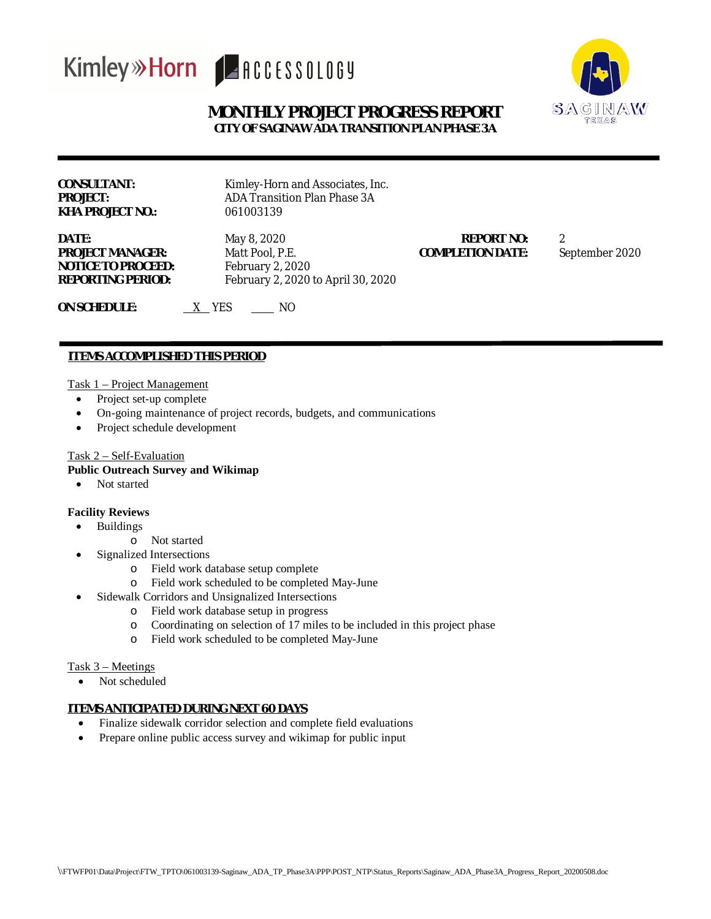# MONTHLY PROJECT PROGRESS REPORT

## CITY OF SAGINAW ADA TRANSITION PLAN PHASE 3A

---

**CONSULTANT:** Kimley-Horn and Associates, Inc.
**PROJECT:** ADA Transition Plan Phase 3A
**KHA PROJECT NO.:** 061003139

**DATE:** May 8, 2020 — **REPORT NO:** 2
**PROJECT MANAGER:** Matt Pool, P.E. — **COMPLETION DATE:** September 2020
**NOTICE TO PROCEED:** February 2, 2020
**REPORTING PERIOD:** February 2, 2020 to April 30, 2020

**ON SCHEDULE:** X YES ____ NO

---

### ITEMS ACCOMPLISHED THIS PERIOD

Task 1 – Project Management

- Project set-up complete
- On-going maintenance of project records, budgets, and communications
- Project schedule development

Task 2 – Self-Evaluation

**Public Outreach Survey and Wikimap**

- Not started

**Facility Reviews**

- Buildings
  - Not started
- Signalized Intersections
  - Field work database setup complete
  - Field work scheduled to be completed May-June
- Sidewalk Corridors and Unsignalized Intersections
  - Field work database setup in progress
  - Coordinating on selection of 17 miles to be included in this project phase
  - Field work scheduled to be completed May-June

Task 3 – Meetings

- Not scheduled

### ITEMS ANTICIPATED DURING NEXT 60 DAYS

- Finalize sidewalk corridor selection and complete field evaluations
- Prepare online public access survey and wikimap for public input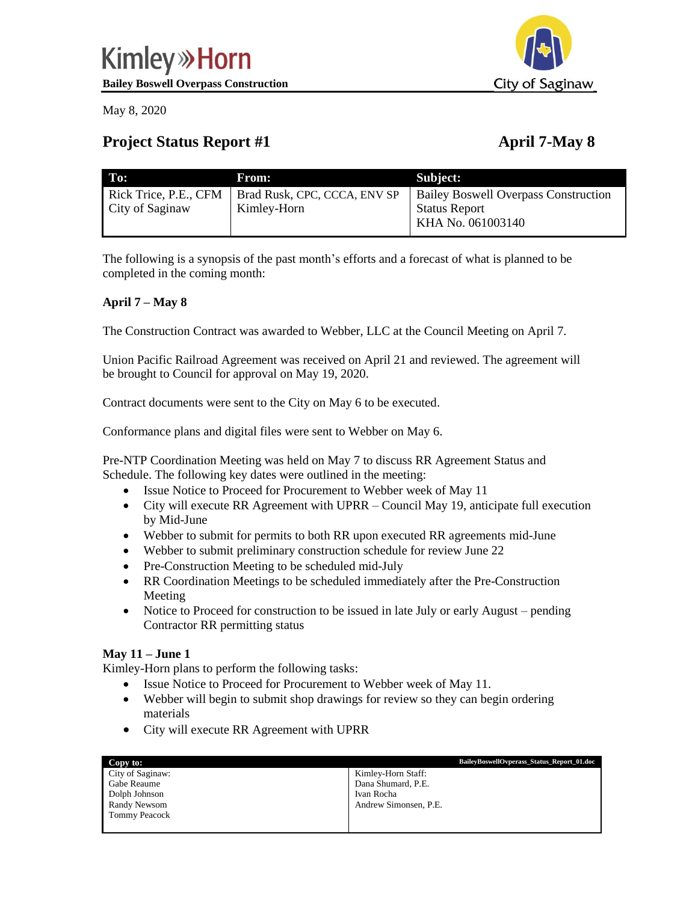Kimley»Horn

**Bailey Boswell Overpass Construction**

City of Saginaw

May 8, 2020

## Project Status Report #1 April 7-May 8

| To: | From: | Subject: |
|---|---|---|
| Rick Trice, P.E., CFM<br>City of Saginaw | Brad Rusk, CPC, CCCA, ENV SP<br>Kimley-Horn | Bailey Boswell Overpass Construction<br>Status Report<br>KHA No. 061003140 |

The following is a synopsis of the past month's efforts and a forecast of what is planned to be completed in the coming month:

**April 7 – May 8**

The Construction Contract was awarded to Webber, LLC at the Council Meeting on April 7.

Union Pacific Railroad Agreement was received on April 21 and reviewed. The agreement will be brought to Council for approval on May 19, 2020.

Contract documents were sent to the City on May 6 to be executed.

Conformance plans and digital files were sent to Webber on May 6.

Pre-NTP Coordination Meeting was held on May 7 to discuss RR Agreement Status and Schedule. The following key dates were outlined in the meeting:

- Issue Notice to Proceed for Procurement to Webber week of May 11
- City will execute RR Agreement with UPRR – Council May 19, anticipate full execution by Mid-June
- Webber to submit for permits to both RR upon executed RR agreements mid-June
- Webber to submit preliminary construction schedule for review June 22
- Pre-Construction Meeting to be scheduled mid-July
- RR Coordination Meetings to be scheduled immediately after the Pre-Construction Meeting
- Notice to Proceed for construction to be issued in late July or early August – pending Contractor RR permitting status

**May 11 – June 1**

Kimley-Horn plans to perform the following tasks:

- Issue Notice to Proceed for Procurement to Webber week of May 11.
- Webber will begin to submit shop drawings for review so they can begin ordering materials
- City will execute RR Agreement with UPRR

| Copy to: | BaileyBoswellOvperass_Status_Report_01.doc |
|---|---|
| City of Saginaw:<br>Gabe Reaume<br>Dolph Johnson<br>Randy Newsom<br>Tommy Peacock | Kimley-Horn Staff:<br>Dana Shumard, P.E.<br>Ivan Rocha<br>Andrew Simonsen, P.E. |